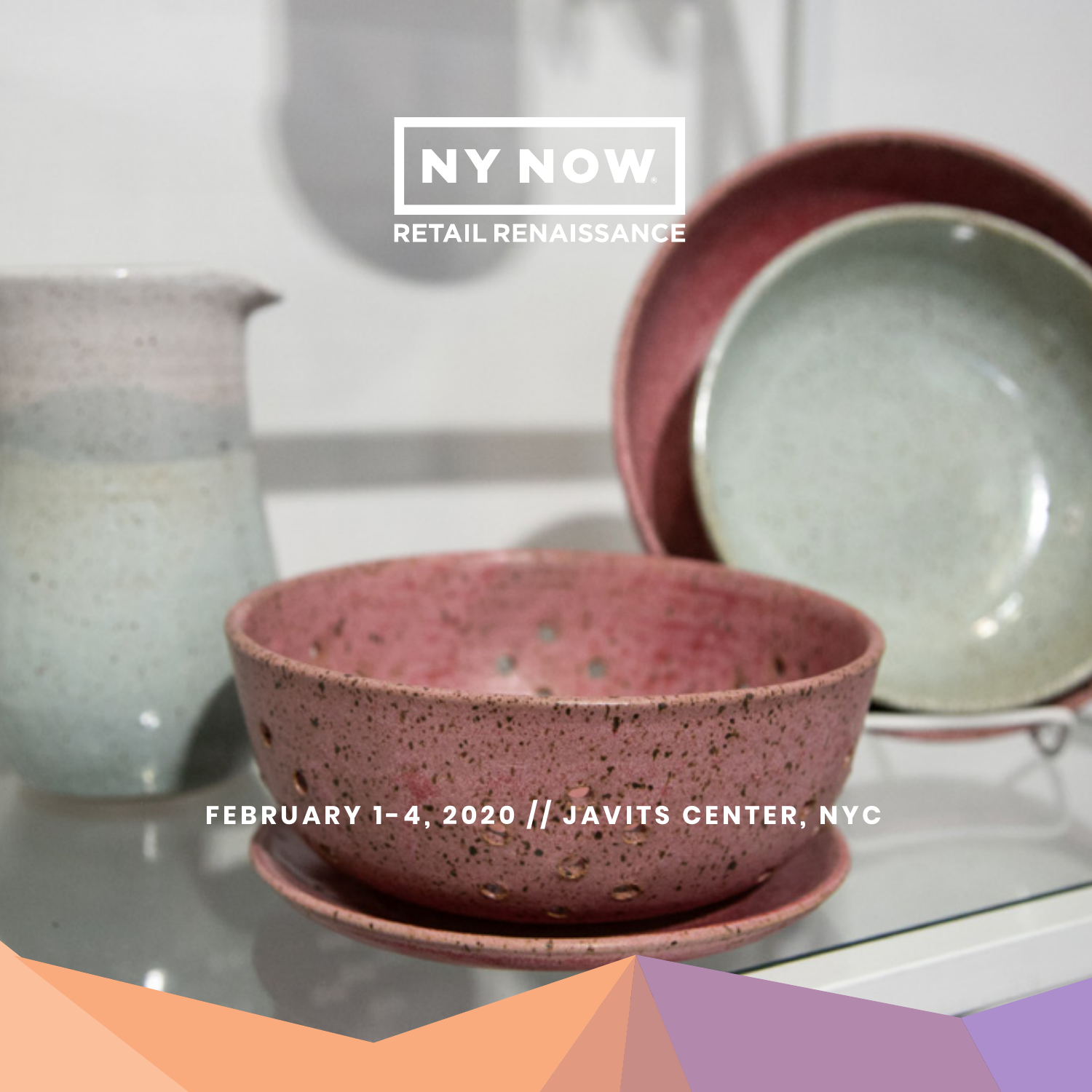# NY NOW®

## RETAIL RENAISSANCE

**FEBRUARY 1-4, 2020 // JAVITS CENTER, NYC**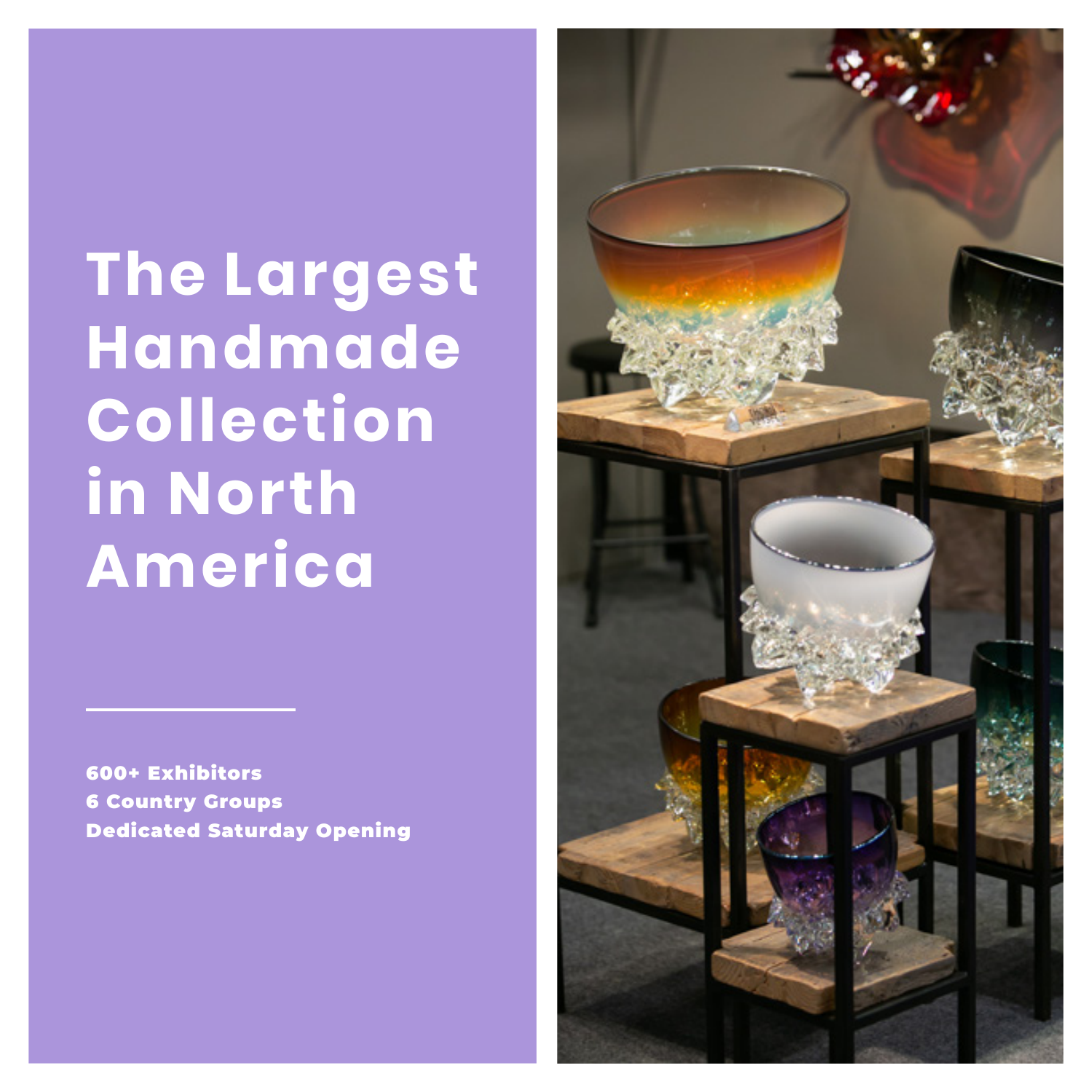# The Largest Handmade Collection in North America

---

**600+ Exhibitors**
**6 Country Groups**
**Dedicated Saturday Opening**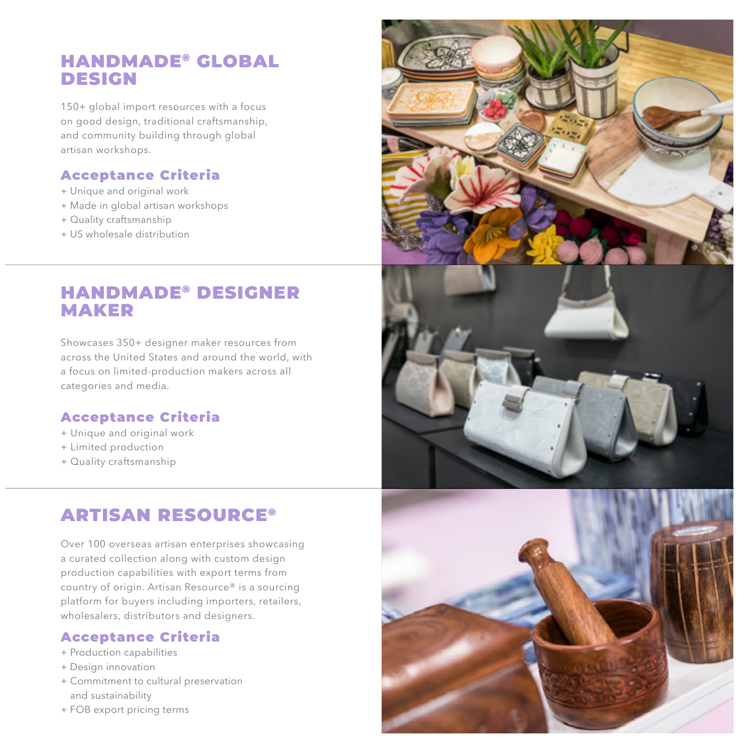## HANDMADE® GLOBAL DESIGN

150+ global import resources with a focus on good design, traditional craftsmanship, and community building through global artisan workshops.

### Acceptance Criteria

+ Unique and original work
+ Made in global artisan workshops
+ Quality craftsmanship
+ US wholesale distribution

## HANDMADE® DESIGNER MAKER

Showcases 350+ designer maker resources from across the United States and around the world, with a focus on limited-production makers across all categories and media.

### Acceptance Criteria

+ Unique and original work
+ Limited production
+ Quality craftsmanship

## ARTISAN RESOURCE®

Over 100 overseas artisan enterprises showcasing a curated collection along with custom design production capabilities with export terms from country of origin. Artisan Resource® is a sourcing platform for buyers including importers, retailers, wholesalers, distributors and designers.

### Acceptance Criteria

+ Production capabilities
+ Design innovation
+ Commitment to cultural preservation and sustainability
+ FOB export pricing terms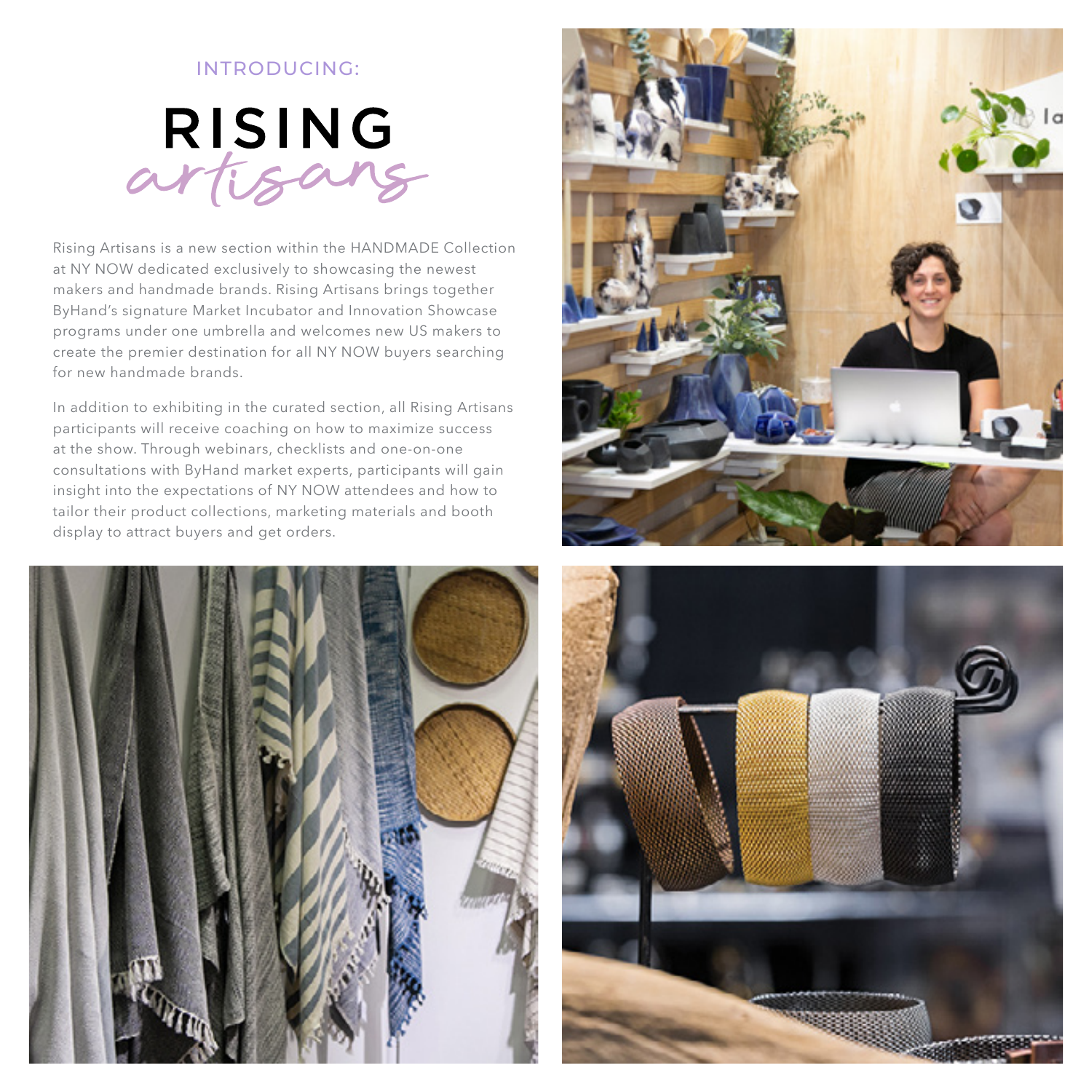INTRODUCING:

# RISING *artisans*

Rising Artisans is a new section within the HANDMADE Collection at NY NOW dedicated exclusively to showcasing the newest makers and handmade brands. Rising Artisans brings together ByHand's signature Market Incubator and Innovation Showcase programs under one umbrella and welcomes new US makers to create the premier destination for all NY NOW buyers searching for new handmade brands.

In addition to exhibiting in the curated section, all Rising Artisans participants will receive coaching on how to maximize success at the show. Through webinars, checklists and one-on-one consultations with ByHand market experts, participants will gain insight into the expectations of NY NOW attendees and how to tailor their product collections, marketing materials and booth display to attract buyers and get orders.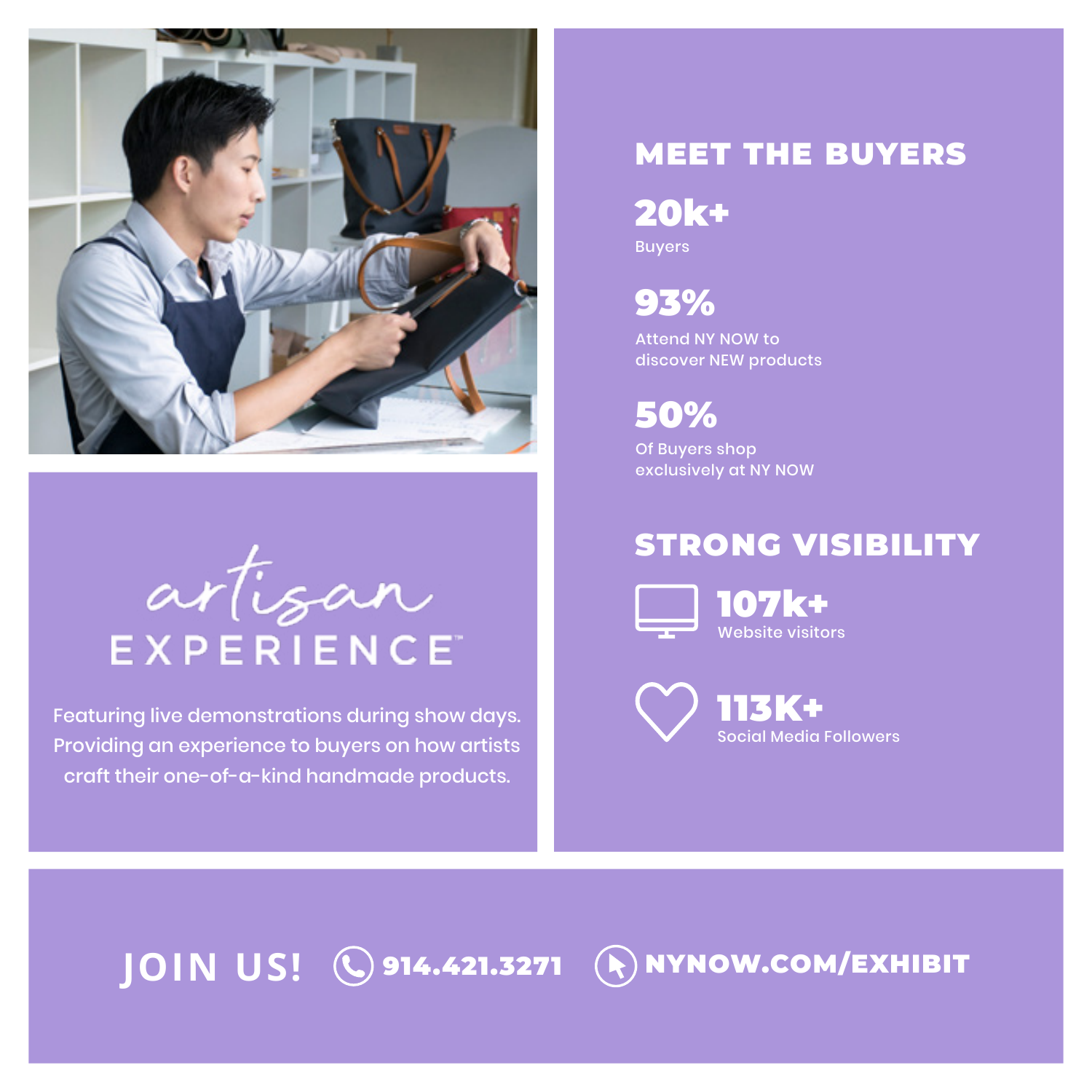# artisan EXPERIENCE™

Featuring live demonstrations during show days. Providing an experience to buyers on how artists craft their one-of-a-kind handmade products.

## MEET THE BUYERS

**20k+**
Buyers

**93%**
Attend NY NOW to discover NEW products

**50%**
Of Buyers shop exclusively at NY NOW

## STRONG VISIBILITY

**107k+**
Website visitors

**113K+**
Social Media Followers

## JOIN US!

**914.421.3271** | **NYNOW.COM/EXHIBIT**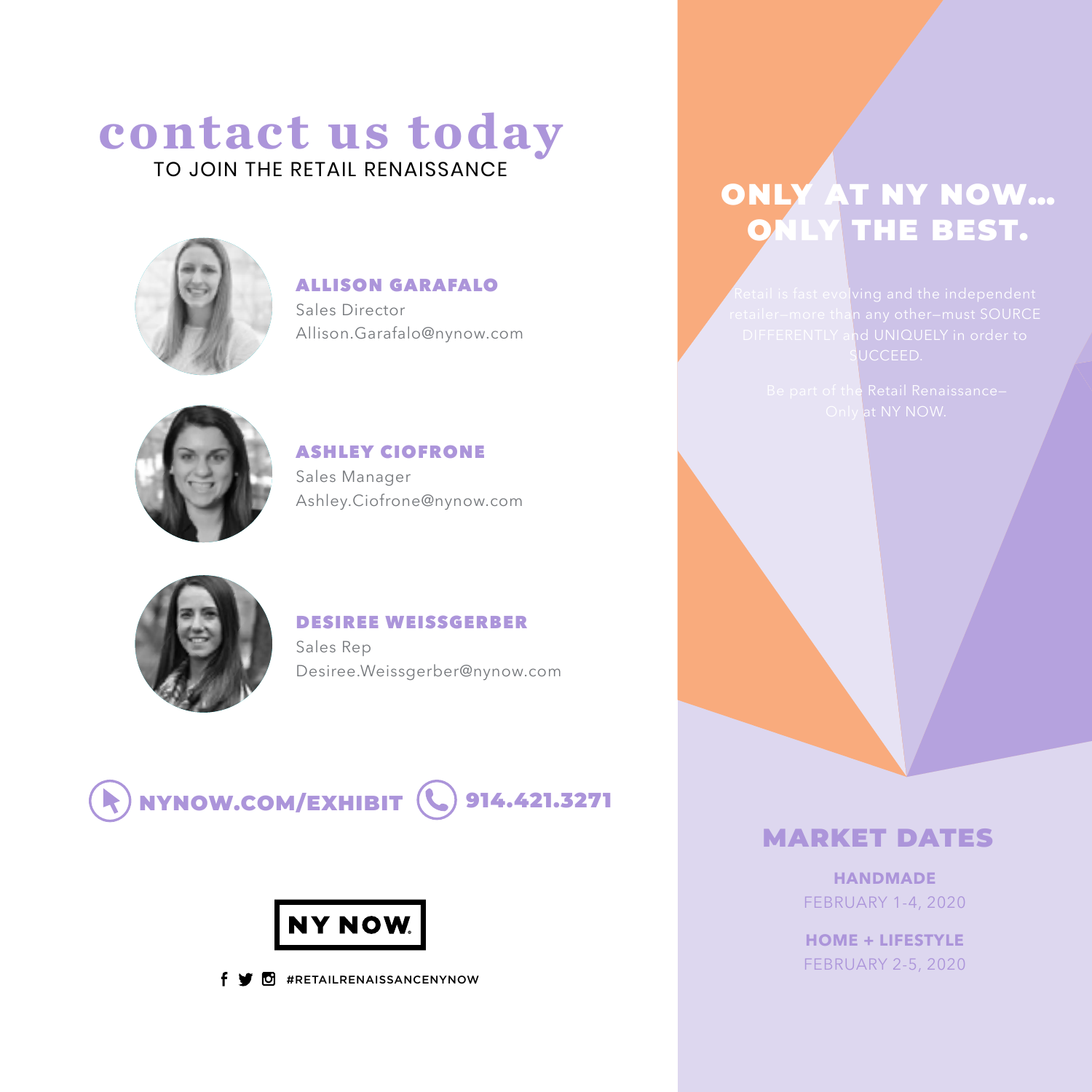# contact us today

TO JOIN THE RETAIL RENAISSANCE

**ALLISON GARAFALO**
Sales Director
Allison.Garafalo@nynow.com

**ASHLEY CIOFRONE**
Sales Manager
Ashley.Ciofrone@nynow.com

**DESIREE WEISSGERBER**
Sales Rep
Desiree.Weissgerber@nynow.com

**NYNOW.COM/EXHIBIT** **914.421.3271**

NY NOW.

#RETAILRENAISSANCENYNOW

## ONLY AT NY NOW... ONLY THE BEST.

Retail is fast evolving and the independent retailer—more than any other—must SOURCE DIFFERENTLY and UNIQUELY in order to SUCCEED.

Be part of the Retail Renaissance— Only at NY NOW.

## MARKET DATES

**HANDMADE**
FEBRUARY 1-4, 2020

**HOME + LIFESTYLE**
FEBRUARY 2-5, 2020